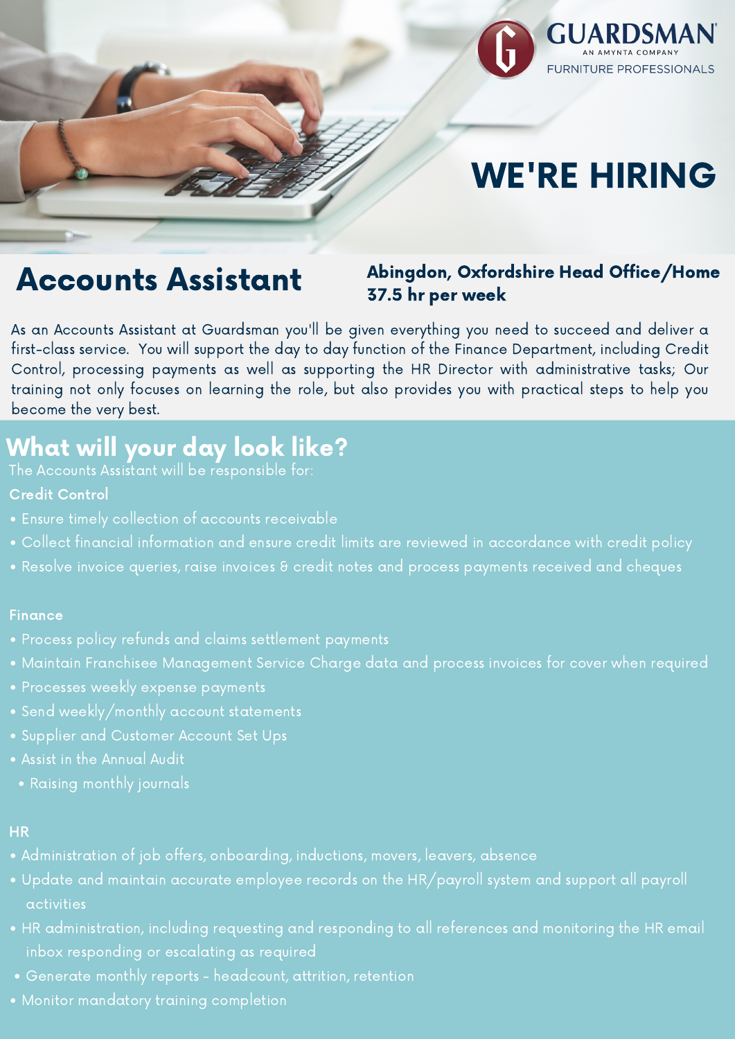GUARDSMAN
AN AMYNTA COMPANY
FURNITURE PROFESSIONALS

# WE'RE HIRING

## Accounts Assistant

**Abingdon, Oxfordshire Head Office/Home**
**37.5 hr per week**

As an Accounts Assistant at Guardsman you'll be given everything you need to succeed and deliver a first-class service. You will support the day to day function of the Finance Department, including Credit Control, processing payments as well as supporting the HR Director with administrative tasks; Our training not only focuses on learning the role, but also provides you with practical steps to help you become the very best.

## What will your day look like?

The Accounts Assistant will be responsible for:

**Credit Control**

- Ensure timely collection of accounts receivable
- Collect financial information and ensure credit limits are reviewed in accordance with credit policy
- Resolve invoice queries, raise invoices & credit notes and process payments received and cheques

**Finance**

- Process policy refunds and claims settlement payments
- Maintain Franchisee Management Service Charge data and process invoices for cover when required
- Processes weekly expense payments
- Send weekly/monthly account statements
- Supplier and Customer Account Set Ups
- Assist in the Annual Audit
- Raising monthly journals

**HR**

- Administration of job offers, onboarding, inductions, movers, leavers, absence
- Update and maintain accurate employee records on the HR/payroll system and support all payroll activities
- HR administration, including requesting and responding to all references and monitoring the HR email inbox responding or escalating as required
- Generate monthly reports - headcount, attrition, retention
- Monitor mandatory training completion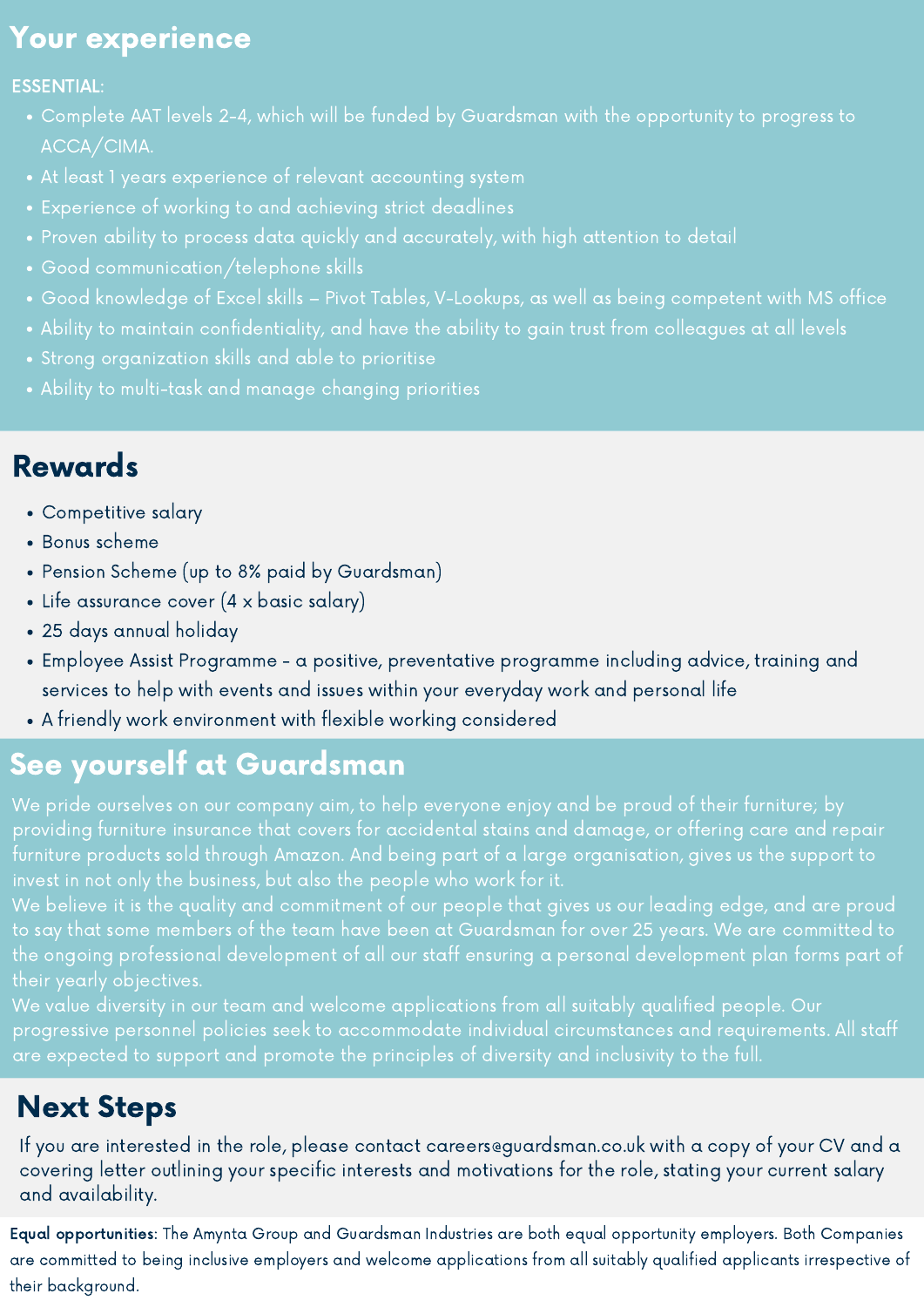## Your experience

ESSENTIAL:

- Complete AAT levels 2-4, which will be funded by Guardsman with the opportunity to progress to ACCA/CIMA.
- At least 1 years experience of relevant accounting system
- Experience of working to and achieving strict deadlines
- Proven ability to process data quickly and accurately, with high attention to detail
- Good communication/telephone skills
- Good knowledge of Excel skills – Pivot Tables, V-Lookups, as well as being competent with MS office
- Ability to maintain confidentiality, and have the ability to gain trust from colleagues at all levels
- Strong organization skills and able to prioritise
- Ability to multi-task and manage changing priorities

## Rewards

- Competitive salary
- Bonus scheme
- Pension Scheme (up to 8% paid by Guardsman)
- Life assurance cover (4 x basic salary)
- 25 days annual holiday
- Employee Assist Programme - a positive, preventative programme including advice, training and services to help with events and issues within your everyday work and personal life
- A friendly work environment with flexible working considered

## See yourself at Guardsman

We pride ourselves on our company aim, to help everyone enjoy and be proud of their furniture; by providing furniture insurance that covers for accidental stains and damage, or offering care and repair furniture products sold through Amazon. And being part of a large organisation, gives us the support to invest in not only the business, but also the people who work for it.

We believe it is the quality and commitment of our people that gives us our leading edge, and are proud to say that some members of the team have been at Guardsman for over 25 years. We are committed to the ongoing professional development of all our staff ensuring a personal development plan forms part of their yearly objectives.

We value diversity in our team and welcome applications from all suitably qualified people. Our progressive personnel policies seek to accommodate individual circumstances and requirements. All staff are expected to support and promote the principles of diversity and inclusivity to the full.

## Next Steps

If you are interested in the role, please contact careers@guardsman.co.uk with a copy of your CV and a covering letter outlining your specific interests and motivations for the role, stating your current salary and availability.

**Equal opportunities**: The Amynta Group and Guardsman Industries are both equal opportunity employers. Both Companies are committed to being inclusive employers and welcome applications from all suitably qualified applicants irrespective of their background.